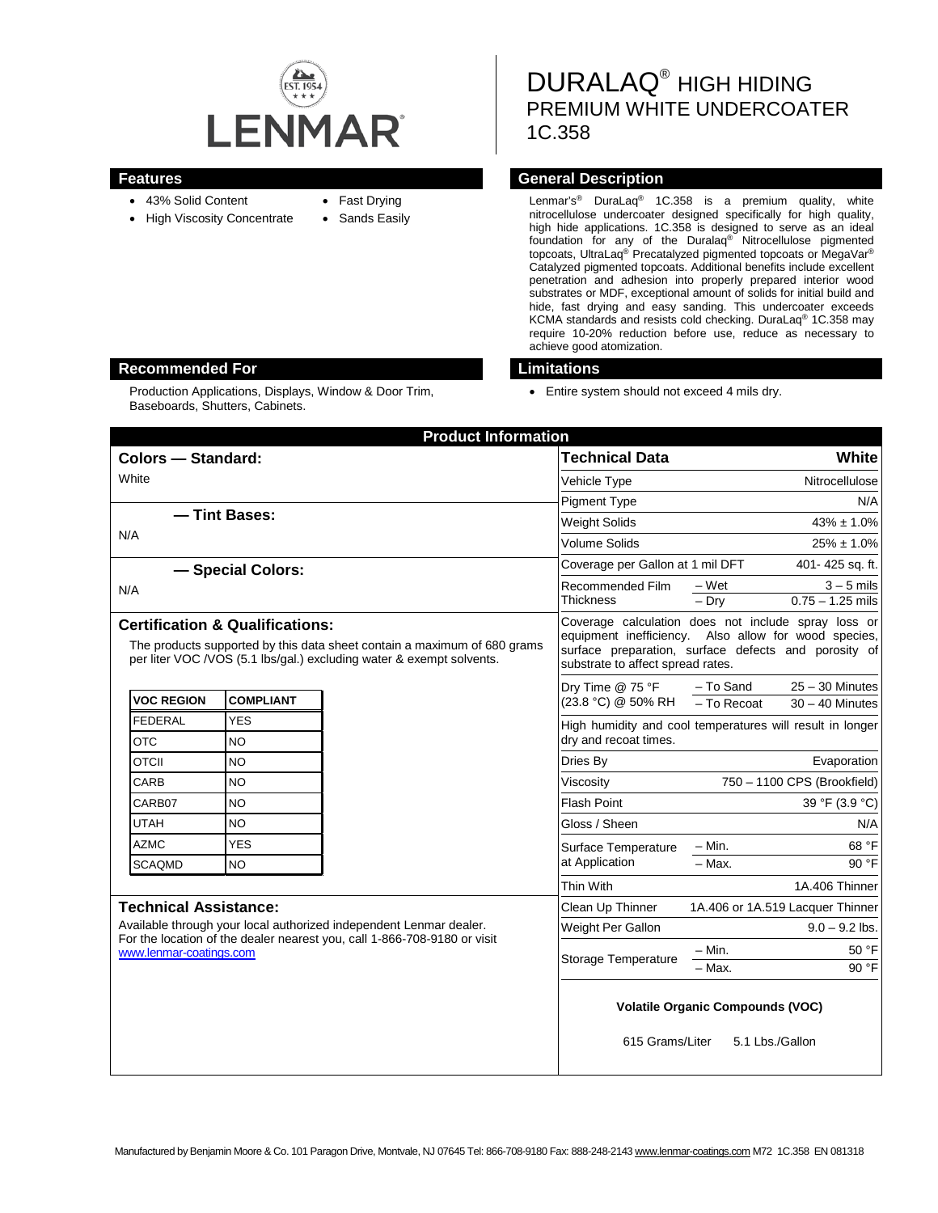LENMAR

# DURALAQ® HIGH HIDING PREMIUM WHITE UNDERCOATER 1C.358

## Features

- 43% Solid Content
- High Viscosity Concentrate
- Fast Drying
- Sands Easily

## General Description

Lenmar's® DuraLaq® 1C.358 is a premium quality, white nitrocellulose undercoater designed specifically for high quality, high hide applications. 1C.358 is designed to serve as an ideal foundation for any of the Duralaq® Nitrocellulose pigmented topcoats, UltraLaq® Precatalyzed pigmented topcoats or MegaVar® Catalyzed pigmented topcoats. Additional benefits include excellent penetration and adhesion into properly prepared interior wood substrates or MDF, exceptional amount of solids for initial build and hide, fast drying and easy sanding. This undercoater exceeds KCMA standards and resists cold checking. DuraLaq® 1C.358 may require 10-20% reduction before use, reduce as necessary to achieve good atomization.

## Recommended For

Production Applications, Displays, Window & Door Trim, Baseboards, Shutters, Cabinets.

## Limitations

- Entire system should not exceed 4 mils dry.

## Product Information

### Colors — Standard:

White

### — Tint Bases:

N/A

### — Special Colors:

N/A

### Certification & Qualifications:

The products supported by this data sheet contain a maximum of 680 grams per liter VOC /VOS (5.1 lbs/gal.) excluding water & exempt solvents.

| VOC REGION | COMPLIANT |
|---|---|
| FEDERAL | YES |
| OTC | NO |
| OTCII | NO |
| CARB | NO |
| CARB07 | NO |
| UTAH | NO |
| AZMC | YES |
| SCAQMD | NO |

### Technical Assistance:

Available through your local authorized independent Lenmar dealer. For the location of the dealer nearest you, call 1-866-708-9180 or visit www.lenmar-coatings.com

| Technical Data | | White |
|---|---|---|
| Vehicle Type | | Nitrocellulose |
| Pigment Type | | N/A |
| Weight Solids | | 43% ± 1.0% |
| Volume Solids | | 25% ± 1.0% |
| Coverage per Gallon at 1 mil DFT | | 401- 425 sq. ft. |
| Recommended Film Thickness | – Wet | 3 – 5 mils |
| | – Dry | 0.75 – 1.25 mils |
| Coverage calculation does not include spray loss or equipment inefficiency. Also allow for wood species, surface preparation, surface defects and porosity of substrate to affect spread rates. | | |
| Dry Time @ 75 °F (23.8 °C) @ 50% RH | – To Sand | 25 – 30 Minutes |
| | – To Recoat | 30 – 40 Minutes |
| High humidity and cool temperatures will result in longer dry and recoat times. | | |
| Dries By | | Evaporation |
| Viscosity | | 750 – 1100 CPS (Brookfield) |
| Flash Point | | 39 °F (3.9 °C) |
| Gloss / Sheen | | N/A |
| Surface Temperature at Application | – Min. | 68 °F |
| | – Max. | 90 °F |
| Thin With | | 1A.406 Thinner |
| Clean Up Thinner | | 1A.406 or 1A.519 Lacquer Thinner |
| Weight Per Gallon | | 9.0 – 9.2 lbs. |
| Storage Temperature | – Min. | 50 °F |
| | – Max. | 90 °F |

**Volatile Organic Compounds (VOC)**

615 Grams/Liter 5.1 Lbs./Gallon

Manufactured by Benjamin Moore & Co. 101 Paragon Drive, Montvale, NJ 07645 Tel: 866-708-9180 Fax: 888-248-2143 www.lenmar-coatings.com M72 1C.358 EN 081318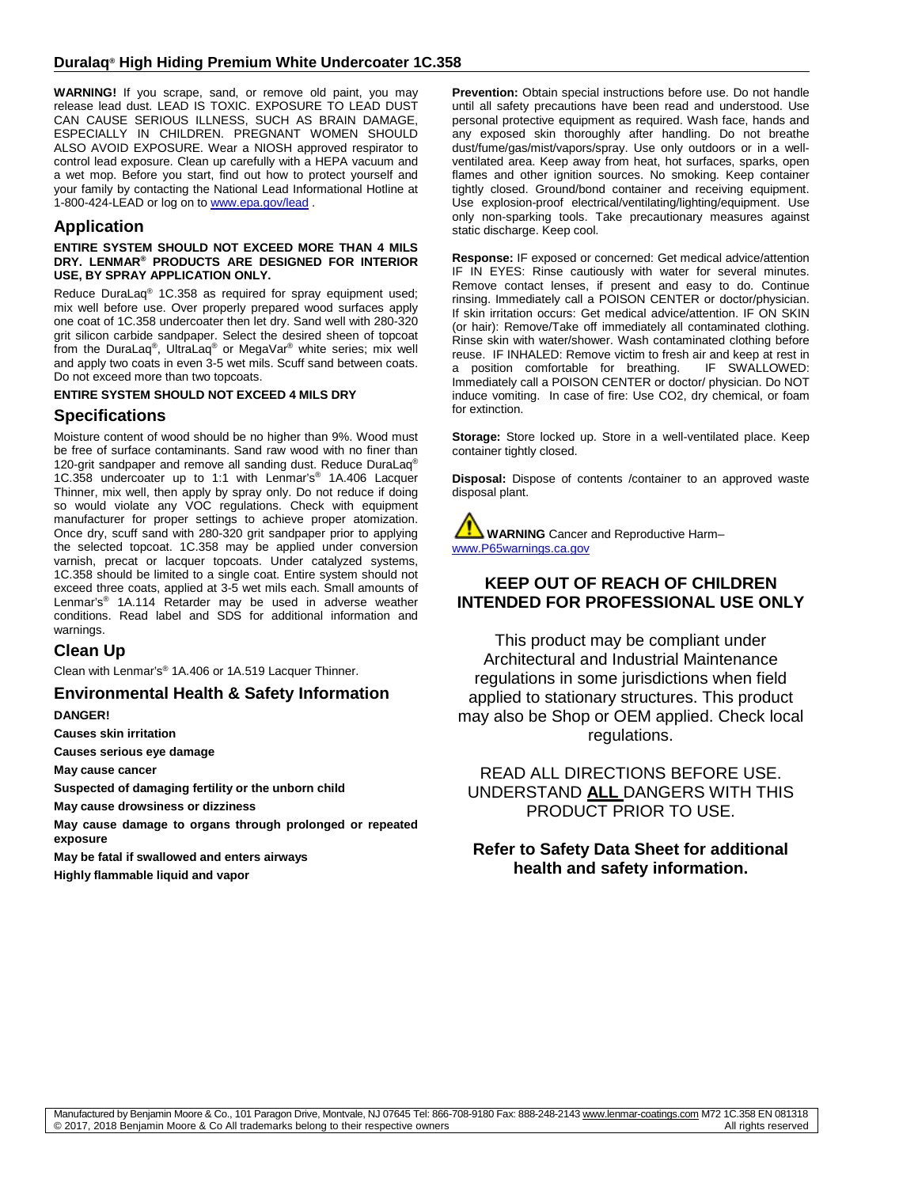# Duralaq® High Hiding Premium White Undercoater 1C.358

**WARNING!** If you scrape, sand, or remove old paint, you may release lead dust. LEAD IS TOXIC. EXPOSURE TO LEAD DUST CAN CAUSE SERIOUS ILLNESS, SUCH AS BRAIN DAMAGE, ESPECIALLY IN CHILDREN. PREGNANT WOMEN SHOULD ALSO AVOID EXPOSURE. Wear a NIOSH approved respirator to control lead exposure. Clean up carefully with a HEPA vacuum and a wet mop. Before you start, find out how to protect yourself and your family by contacting the National Lead Informational Hotline at 1-800-424-LEAD or log on to www.epa.gov/lead .

## Application

**ENTIRE SYSTEM SHOULD NOT EXCEED MORE THAN 4 MILS DRY. LENMAR® PRODUCTS ARE DESIGNED FOR INTERIOR USE, BY SPRAY APPLICATION ONLY.**

Reduce DuraLaq® 1C.358 as required for spray equipment used; mix well before use. Over properly prepared wood surfaces apply one coat of 1C.358 undercoater then let dry. Sand well with 280-320 grit silicon carbide sandpaper. Select the desired sheen of topcoat from the DuraLaq®, UltraLaq® or MegaVar® white series; mix well and apply two coats in even 3-5 wet mils. Scuff sand between coats. Do not exceed more than two topcoats.

**ENTIRE SYSTEM SHOULD NOT EXCEED 4 MILS DRY**

## Specifications

Moisture content of wood should be no higher than 9%. Wood must be free of surface contaminants. Sand raw wood with no finer than 120-grit sandpaper and remove all sanding dust. Reduce DuraLaq® 1C.358 undercoater up to 1:1 with Lenmar's® 1A.406 Lacquer Thinner, mix well, then apply by spray only. Do not reduce if doing so would violate any VOC regulations. Check with equipment manufacturer for proper settings to achieve proper atomization. Once dry, scuff sand with 280-320 grit sandpaper prior to applying the selected topcoat. 1C.358 may be applied under conversion varnish, precat or lacquer topcoats. Under catalyzed systems, 1C.358 should be limited to a single coat. Entire system should not exceed three coats, applied at 3-5 wet mils each. Small amounts of Lenmar's® 1A.114 Retarder may be used in adverse weather conditions. Read label and SDS for additional information and warnings.

## Clean Up

Clean with Lenmar's® 1A.406 or 1A.519 Lacquer Thinner.

## Environmental Health & Safety Information

**DANGER!**

**Causes skin irritation**

**Causes serious eye damage**

**May cause cancer**

**Suspected of damaging fertility or the unborn child**

**May cause drowsiness or dizziness**

**May cause damage to organs through prolonged or repeated exposure**

**May be fatal if swallowed and enters airways**

**Highly flammable liquid and vapor**

**Prevention:** Obtain special instructions before use. Do not handle until all safety precautions have been read and understood. Use personal protective equipment as required. Wash face, hands and any exposed skin thoroughly after handling. Do not breathe dust/fume/gas/mist/vapors/spray. Use only outdoors or in a well-ventilated area. Keep away from heat, hot surfaces, sparks, open flames and other ignition sources. No smoking. Keep container tightly closed. Ground/bond container and receiving equipment. Use explosion-proof electrical/ventilating/lighting/equipment. Use only non-sparking tools. Take precautionary measures against static discharge. Keep cool.

**Response:** IF exposed or concerned: Get medical advice/attention IF IN EYES: Rinse cautiously with water for several minutes. Remove contact lenses, if present and easy to do. Continue rinsing. Immediately call a POISON CENTER or doctor/physician. If skin irritation occurs: Get medical advice/attention. IF ON SKIN (or hair): Remove/Take off immediately all contaminated clothing. Rinse skin with water/shower. Wash contaminated clothing before reuse. IF INHALED: Remove victim to fresh air and keep at rest in a position comfortable for breathing. IF SWALLOWED: Immediately call a POISON CENTER or doctor/ physician. Do NOT induce vomiting. In case of fire: Use CO2, dry chemical, or foam for extinction.

**Storage:** Store locked up. Store in a well-ventilated place. Keep container tightly closed.

**Disposal:** Dispose of contents /container to an approved waste disposal plant.

**WARNING** Cancer and Reproductive Harm– www.P65warnings.ca.gov

**KEEP OUT OF REACH OF CHILDREN**
**INTENDED FOR PROFESSIONAL USE ONLY**

This product may be compliant under Architectural and Industrial Maintenance regulations in some jurisdictions when field applied to stationary structures. This product may also be Shop or OEM applied. Check local regulations.

READ ALL DIRECTIONS BEFORE USE. UNDERSTAND **ALL** DANGERS WITH THIS PRODUCT PRIOR TO USE.

**Refer to Safety Data Sheet for additional health and safety information.**

Manufactured by Benjamin Moore & Co., 101 Paragon Drive, Montvale, NJ 07645 Tel: 866-708-9180 Fax: 888-248-2143 www.lenmar-coatings.com M72 1C.358 EN 081318
© 2017, 2018 Benjamin Moore & Co All trademarks belong to their respective owners All rights reserved